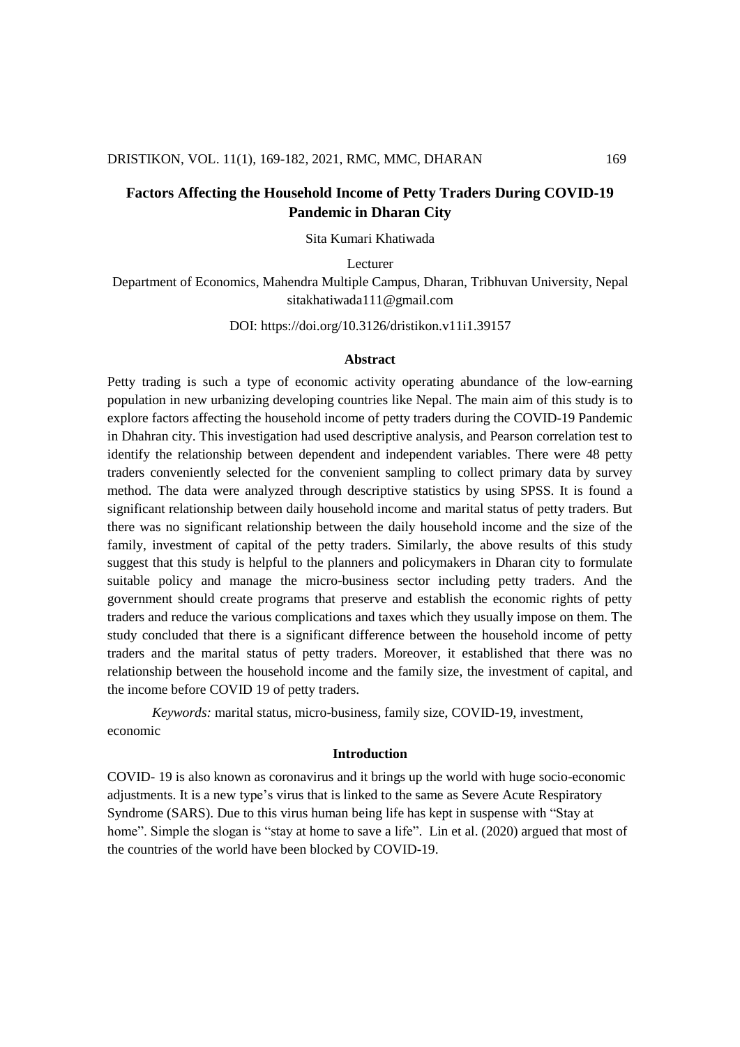# Factors Affecting the Household Income of Petty Traders During COVID-19 Pandemic in Dharan City

Sita Kumari Khatiwada

Lecturer

Department of Economics, Mahendra Multiple Campus, Dharan, Tribhuvan University, Nepal
sitakhatiwada111@gmail.com

DOI: https://doi.org/10.3126/dristikon.v11i1.39157

## Abstract

Petty trading is such a type of economic activity operating abundance of the low-earning population in new urbanizing developing countries like Nepal. The main aim of this study is to explore factors affecting the household income of petty traders during the COVID-19 Pandemic in Dhahran city. This investigation had used descriptive analysis, and Pearson correlation test to identify the relationship between dependent and independent variables. There were 48 petty traders conveniently selected for the convenient sampling to collect primary data by survey method. The data were analyzed through descriptive statistics by using SPSS. It is found a significant relationship between daily household income and marital status of petty traders. But there was no significant relationship between the daily household income and the size of the family, investment of capital of the petty traders. Similarly, the above results of this study suggest that this study is helpful to the planners and policymakers in Dharan city to formulate suitable policy and manage the micro-business sector including petty traders. And the government should create programs that preserve and establish the economic rights of petty traders and reduce the various complications and taxes which they usually impose on them. The study concluded that there is a significant difference between the household income of petty traders and the marital status of petty traders. Moreover, it established that there was no relationship between the household income and the family size, the investment of capital, and the income before COVID 19 of petty traders.

*Keywords:* marital status, micro-business, family size, COVID-19, investment, economic

## Introduction

COVID- 19 is also known as coronavirus and it brings up the world with huge socio-economic adjustments. It is a new type's virus that is linked to the same as Severe Acute Respiratory Syndrome (SARS). Due to this virus human being life has kept in suspense with "Stay at home". Simple the slogan is "stay at home to save a life". Lin et al. (2020) argued that most of the countries of the world have been blocked by COVID-19.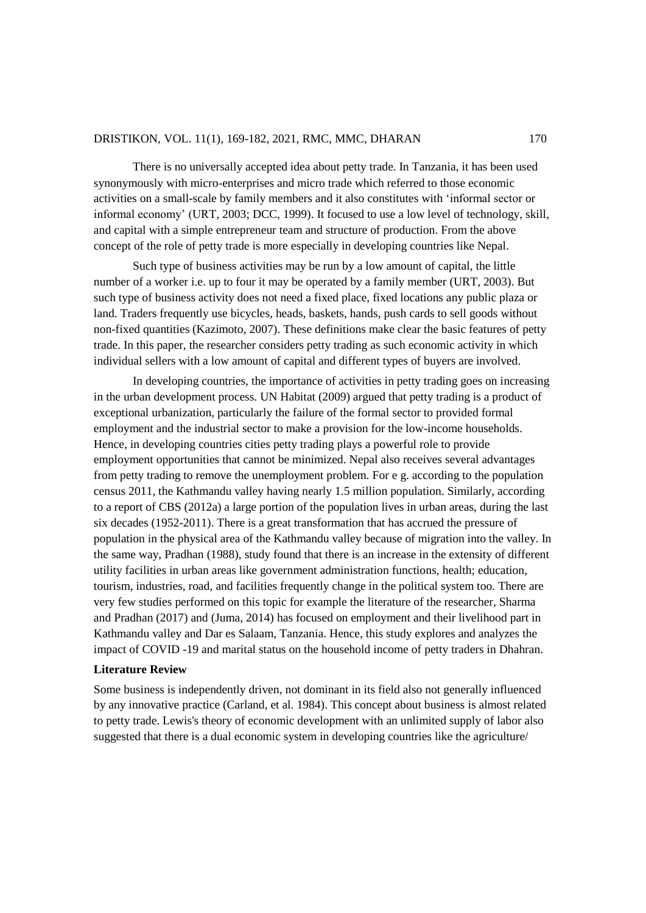There is no universally accepted idea about petty trade. In Tanzania, it has been used synonymously with micro-enterprises and micro trade which referred to those economic activities on a small-scale by family members and it also constitutes with 'informal sector or informal economy' (URT, 2003; DCC, 1999). It focused to use a low level of technology, skill, and capital with a simple entrepreneur team and structure of production. From the above concept of the role of petty trade is more especially in developing countries like Nepal.

Such type of business activities may be run by a low amount of capital, the little number of a worker i.e. up to four it may be operated by a family member (URT, 2003). But such type of business activity does not need a fixed place, fixed locations any public plaza or land. Traders frequently use bicycles, heads, baskets, hands, push cards to sell goods without non-fixed quantities (Kazimoto, 2007). These definitions make clear the basic features of petty trade. In this paper, the researcher considers petty trading as such economic activity in which individual sellers with a low amount of capital and different types of buyers are involved.

In developing countries, the importance of activities in petty trading goes on increasing in the urban development process. UN Habitat (2009) argued that petty trading is a product of exceptional urbanization, particularly the failure of the formal sector to provided formal employment and the industrial sector to make a provision for the low-income households. Hence, in developing countries cities petty trading plays a powerful role to provide employment opportunities that cannot be minimized. Nepal also receives several advantages from petty trading to remove the unemployment problem. For e g. according to the population census 2011, the Kathmandu valley having nearly 1.5 million population. Similarly, according to a report of CBS (2012a) a large portion of the population lives in urban areas, during the last six decades (1952-2011). There is a great transformation that has accrued the pressure of population in the physical area of the Kathmandu valley because of migration into the valley. In the same way, Pradhan (1988), study found that there is an increase in the extensity of different utility facilities in urban areas like government administration functions, health; education, tourism, industries, road, and facilities frequently change in the political system too. There are very few studies performed on this topic for example the literature of the researcher, Sharma and Pradhan (2017) and (Juma, 2014) has focused on employment and their livelihood part in Kathmandu valley and Dar es Salaam, Tanzania. Hence, this study explores and analyzes the impact of COVID -19 and marital status on the household income of petty traders in Dhahran.

**Literature Review**

Some business is independently driven, not dominant in its field also not generally influenced by any innovative practice (Carland, et al. 1984). This concept about business is almost related to petty trade. Lewis's theory of economic development with an unlimited supply of labor also suggested that there is a dual economic system in developing countries like the agriculture/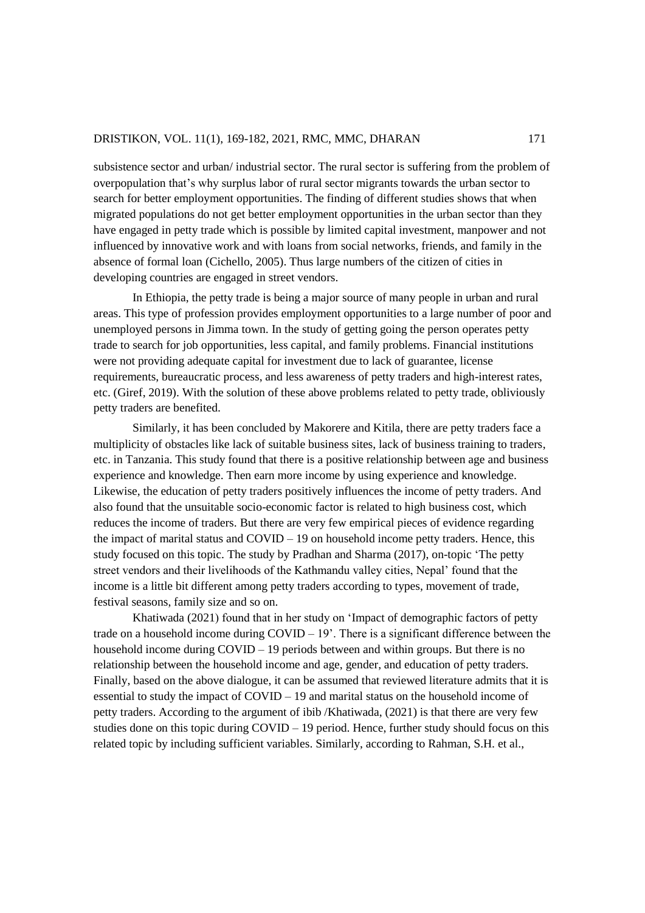subsistence sector and urban/ industrial sector. The rural sector is suffering from the problem of overpopulation that's why surplus labor of rural sector migrants towards the urban sector to search for better employment opportunities. The finding of different studies shows that when migrated populations do not get better employment opportunities in the urban sector than they have engaged in petty trade which is possible by limited capital investment, manpower and not influenced by innovative work and with loans from social networks, friends, and family in the absence of formal loan (Cichello, 2005). Thus large numbers of the citizen of cities in developing countries are engaged in street vendors.

In Ethiopia, the petty trade is being a major source of many people in urban and rural areas. This type of profession provides employment opportunities to a large number of poor and unemployed persons in Jimma town. In the study of getting going the person operates petty trade to search for job opportunities, less capital, and family problems. Financial institutions were not providing adequate capital for investment due to lack of guarantee, license requirements, bureaucratic process, and less awareness of petty traders and high-interest rates, etc. (Giref, 2019). With the solution of these above problems related to petty trade, obliviously petty traders are benefited.

Similarly, it has been concluded by Makorere and Kitila, there are petty traders face a multiplicity of obstacles like lack of suitable business sites, lack of business training to traders, etc. in Tanzania. This study found that there is a positive relationship between age and business experience and knowledge. Then earn more income by using experience and knowledge. Likewise, the education of petty traders positively influences the income of petty traders. And also found that the unsuitable socio-economic factor is related to high business cost, which reduces the income of traders. But there are very few empirical pieces of evidence regarding the impact of marital status and COVID – 19 on household income petty traders. Hence, this study focused on this topic. The study by Pradhan and Sharma (2017), on-topic 'The petty street vendors and their livelihoods of the Kathmandu valley cities, Nepal' found that the income is a little bit different among petty traders according to types, movement of trade, festival seasons, family size and so on.

Khatiwada (2021) found that in her study on 'Impact of demographic factors of petty trade on a household income during COVID – 19'. There is a significant difference between the household income during COVID – 19 periods between and within groups. But there is no relationship between the household income and age, gender, and education of petty traders. Finally, based on the above dialogue, it can be assumed that reviewed literature admits that it is essential to study the impact of COVID – 19 and marital status on the household income of petty traders. According to the argument of ibib /Khatiwada, (2021) is that there are very few studies done on this topic during COVID – 19 period. Hence, further study should focus on this related topic by including sufficient variables. Similarly, according to Rahman, S.H. et al.,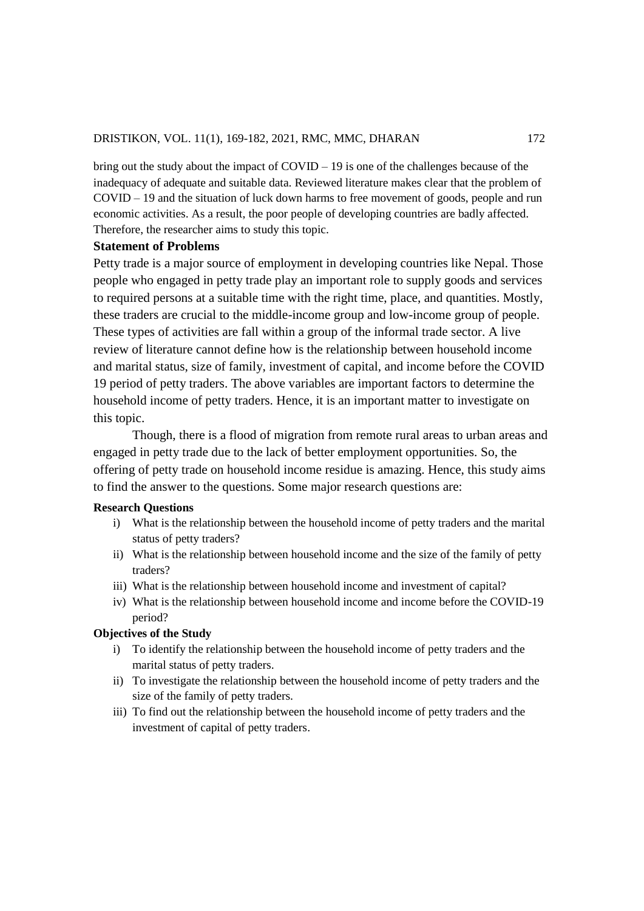bring out the study about the impact of COVID – 19 is one of the challenges because of the inadequacy of adequate and suitable data. Reviewed literature makes clear that the problem of COVID – 19 and the situation of luck down harms to free movement of goods, people and run economic activities. As a result, the poor people of developing countries are badly affected. Therefore, the researcher aims to study this topic.

## Statement of Problems

Petty trade is a major source of employment in developing countries like Nepal. Those people who engaged in petty trade play an important role to supply goods and services to required persons at a suitable time with the right time, place, and quantities. Mostly, these traders are crucial to the middle-income group and low-income group of people. These types of activities are fall within a group of the informal trade sector. A live review of literature cannot define how is the relationship between household income and marital status, size of family, investment of capital, and income before the COVID 19 period of petty traders. The above variables are important factors to determine the household income of petty traders. Hence, it is an important matter to investigate on this topic.

Though, there is a flood of migration from remote rural areas to urban areas and engaged in petty trade due to the lack of better employment opportunities. So, the offering of petty trade on household income residue is amazing. Hence, this study aims to find the answer to the questions. Some major research questions are:

### Research Questions

i) What is the relationship between the household income of petty traders and the marital status of petty traders?
ii) What is the relationship between household income and the size of the family of petty traders?
iii) What is the relationship between household income and investment of capital?
iv) What is the relationship between household income and income before the COVID-19 period?

### Objectives of the Study

i) To identify the relationship between the household income of petty traders and the marital status of petty traders.
ii) To investigate the relationship between the household income of petty traders and the size of the family of petty traders.
iii) To find out the relationship between the household income of petty traders and the investment of capital of petty traders.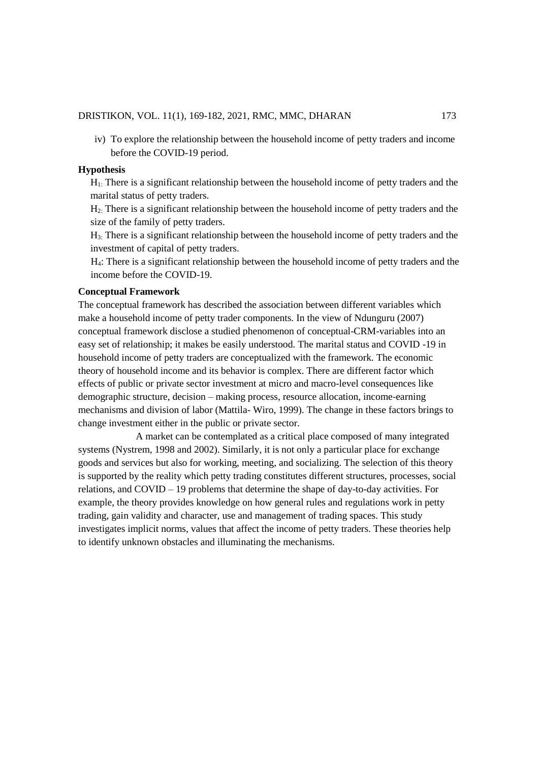iv) To explore the relationship between the household income of petty traders and income before the COVID-19 period.

**Hypothesis**

$H_1$: There is a significant relationship between the household income of petty traders and the marital status of petty traders.

$H_2$: There is a significant relationship between the household income of petty traders and the size of the family of petty traders.

$H_3$: There is a significant relationship between the household income of petty traders and the investment of capital of petty traders.

$H_4$: There is a significant relationship between the household income of petty traders and the income before the COVID-19.

**Conceptual Framework**

The conceptual framework has described the association between different variables which make a household income of petty trader components. In the view of Ndunguru (2007) conceptual framework disclose a studied phenomenon of conceptual-CRM-variables into an easy set of relationship; it makes be easily understood. The marital status and COVID -19 in household income of petty traders are conceptualized with the framework. The economic theory of household income and its behavior is complex. There are different factor which effects of public or private sector investment at micro and macro-level consequences like demographic structure, decision – making process, resource allocation, income-earning mechanisms and division of labor (Mattila- Wiro, 1999). The change in these factors brings to change investment either in the public or private sector.

A market can be contemplated as a critical place composed of many integrated systems (Nystrem, 1998 and 2002). Similarly, it is not only a particular place for exchange goods and services but also for working, meeting, and socializing. The selection of this theory is supported by the reality which petty trading constitutes different structures, processes, social relations, and COVID – 19 problems that determine the shape of day-to-day activities. For example, the theory provides knowledge on how general rules and regulations work in petty trading, gain validity and character, use and management of trading spaces. This study investigates implicit norms, values that affect the income of petty traders. These theories help to identify unknown obstacles and illuminating the mechanisms.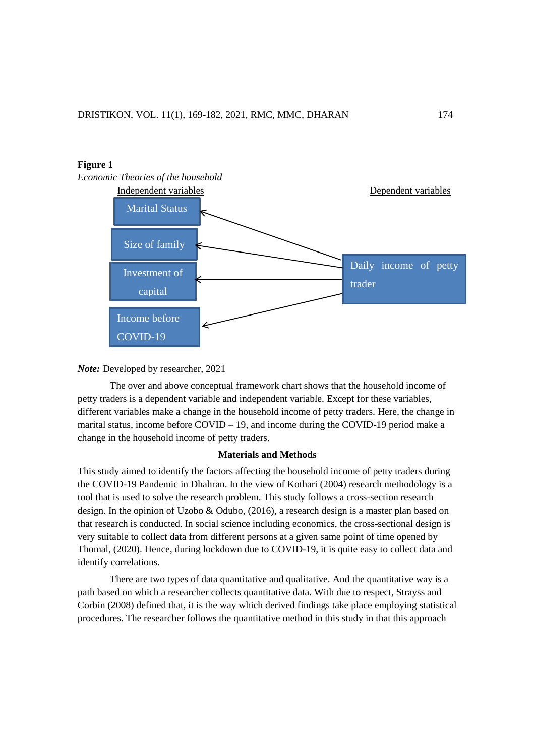**Figure 1**

*Economic Theories of the household*

Independent variables — Dependent variables

- Marital Status
- Size of family
- Investment of capital
- Income before COVID-19

→ Daily income of petty trader

***Note:*** Developed by researcher, 2021

The over and above conceptual framework chart shows that the household income of petty traders is a dependent variable and independent variable. Except for these variables, different variables make a change in the household income of petty traders. Here, the change in marital status, income before COVID – 19, and income during the COVID-19 period make a change in the household income of petty traders.

## Materials and Methods

This study aimed to identify the factors affecting the household income of petty traders during the COVID-19 Pandemic in Dhahran. In the view of Kothari (2004) research methodology is a tool that is used to solve the research problem. This study follows a cross-section research design. In the opinion of Uzobo & Odubo, (2016), a research design is a master plan based on that research is conducted. In social science including economics, the cross-sectional design is very suitable to collect data from different persons at a given same point of time opened by Thomal, (2020). Hence, during lockdown due to COVID-19, it is quite easy to collect data and identify correlations.

There are two types of data quantitative and qualitative. And the quantitative way is a path based on which a researcher collects quantitative data. With due to respect, Strayss and Corbin (2008) defined that, it is the way which derived findings take place employing statistical procedures. The researcher follows the quantitative method in this study in that this approach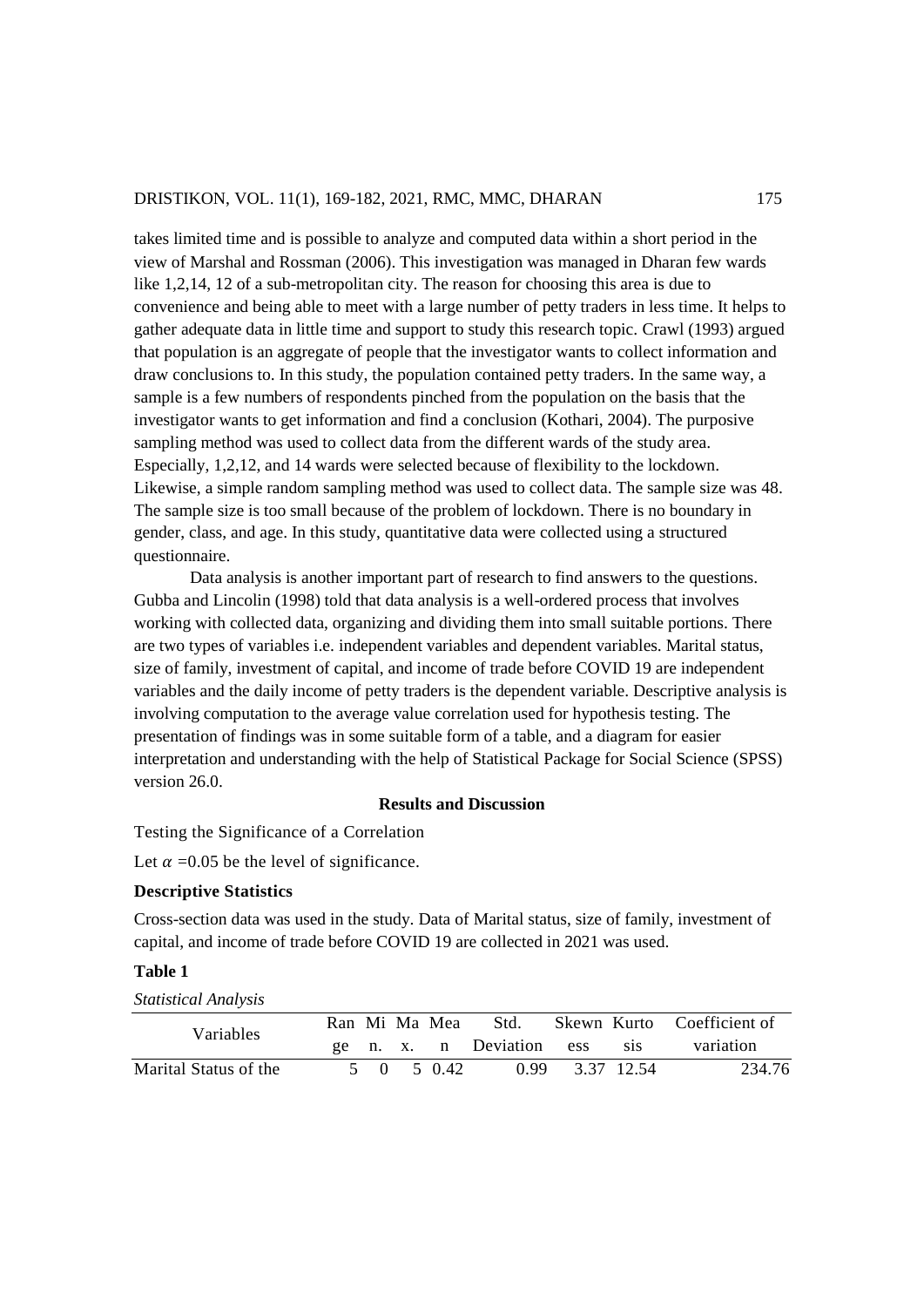takes limited time and is possible to analyze and computed data within a short period in the view of Marshal and Rossman (2006). This investigation was managed in Dharan few wards like 1,2,14, 12 of a sub-metropolitan city. The reason for choosing this area is due to convenience and being able to meet with a large number of petty traders in less time. It helps to gather adequate data in little time and support to study this research topic. Crawl (1993) argued that population is an aggregate of people that the investigator wants to collect information and draw conclusions to. In this study, the population contained petty traders. In the same way, a sample is a few numbers of respondents pinched from the population on the basis that the investigator wants to get information and find a conclusion (Kothari, 2004). The purposive sampling method was used to collect data from the different wards of the study area. Especially, 1,2,12, and 14 wards were selected because of flexibility to the lockdown. Likewise, a simple random sampling method was used to collect data. The sample size was 48. The sample size is too small because of the problem of lockdown. There is no boundary in gender, class, and age. In this study, quantitative data were collected using a structured questionnaire.

Data analysis is another important part of research to find answers to the questions. Gubba and Lincolin (1998) told that data analysis is a well-ordered process that involves working with collected data, organizing and dividing them into small suitable portions. There are two types of variables i.e. independent variables and dependent variables. Marital status, size of family, investment of capital, and income of trade before COVID 19 are independent variables and the daily income of petty traders is the dependent variable. Descriptive analysis is involving computation to the average value correlation used for hypothesis testing. The presentation of findings was in some suitable form of a table, and a diagram for easier interpretation and understanding with the help of Statistical Package for Social Science (SPSS) version 26.0.

## Results and Discussion

Testing the Significance of a Correlation

Let $\alpha$ =0.05 be the level of significance.

### Descriptive Statistics

Cross-section data was used in the study. Data of Marital status, size of family, investment of capital, and income of trade before COVID 19 are collected in 2021 was used.

**Table 1**

*Statistical Analysis*

| Variables | Range | Min. | Max. | Mean | Std. Deviation | Skewness | Kurtosis | Coefficient of variation |
|---|---|---|---|---|---|---|---|---|
| Marital Status of the | 5 | 0 | 5 | 0.42 | 0.99 | 3.37 | 12.54 | 234.76 |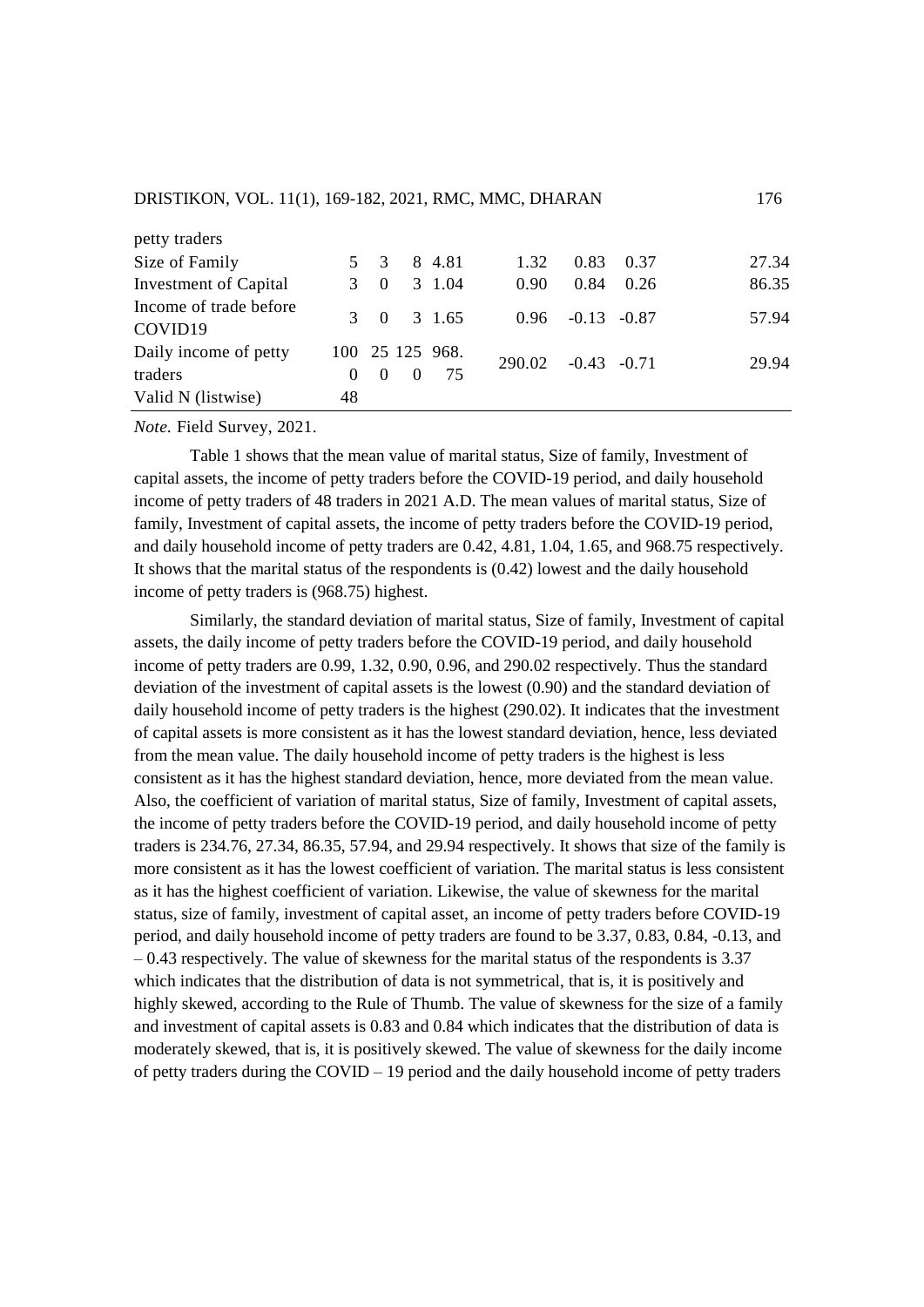| | | | | | | | | |
|---|---|---|---|---|---|---|---|---|
| petty traders | | | | | | | | |
| Size of Family | 5 | 3 | 8 | 4.81 | 1.32 | 0.83 | 0.37 | 27.34 |
| Investment of Capital | 3 | 0 | 3 | 1.04 | 0.90 | 0.84 | 0.26 | 86.35 |
| Income of trade before COVID19 | 3 | 0 | 3 | 1.65 | 0.96 | -0.13 | -0.87 | 57.94 |
| Daily income of petty traders | 1000 | 250 | 1250 | 968.75 | 290.02 | -0.43 | -0.71 | 29.94 |
| Valid N (listwise) | 48 | | | | | | | |

*Note.* Field Survey, 2021.

Table 1 shows that the mean value of marital status, Size of family, Investment of capital assets, the income of petty traders before the COVID-19 period, and daily household income of petty traders of 48 traders in 2021 A.D. The mean values of marital status, Size of family, Investment of capital assets, the income of petty traders before the COVID-19 period, and daily household income of petty traders are 0.42, 4.81, 1.04, 1.65, and 968.75 respectively. It shows that the marital status of the respondents is (0.42) lowest and the daily household income of petty traders is (968.75) highest.

Similarly, the standard deviation of marital status, Size of family, Investment of capital assets, the daily income of petty traders before the COVID-19 period, and daily household income of petty traders are 0.99, 1.32, 0.90, 0.96, and 290.02 respectively. Thus the standard deviation of the investment of capital assets is the lowest (0.90) and the standard deviation of daily household income of petty traders is the highest (290.02). It indicates that the investment of capital assets is more consistent as it has the lowest standard deviation, hence, less deviated from the mean value. The daily household income of petty traders is the highest is less consistent as it has the highest standard deviation, hence, more deviated from the mean value. Also, the coefficient of variation of marital status, Size of family, Investment of capital assets, the income of petty traders before the COVID-19 period, and daily household income of petty traders is 234.76, 27.34, 86.35, 57.94, and 29.94 respectively. It shows that size of the family is more consistent as it has the lowest coefficient of variation. The marital status is less consistent as it has the highest coefficient of variation. Likewise, the value of skewness for the marital status, size of family, investment of capital asset, an income of petty traders before COVID-19 period, and daily household income of petty traders are found to be 3.37, 0.83, 0.84, -0.13, and – 0.43 respectively. The value of skewness for the marital status of the respondents is 3.37 which indicates that the distribution of data is not symmetrical, that is, it is positively and highly skewed, according to the Rule of Thumb. The value of skewness for the size of a family and investment of capital assets is 0.83 and 0.84 which indicates that the distribution of data is moderately skewed, that is, it is positively skewed. The value of skewness for the daily income of petty traders during the COVID – 19 period and the daily household income of petty traders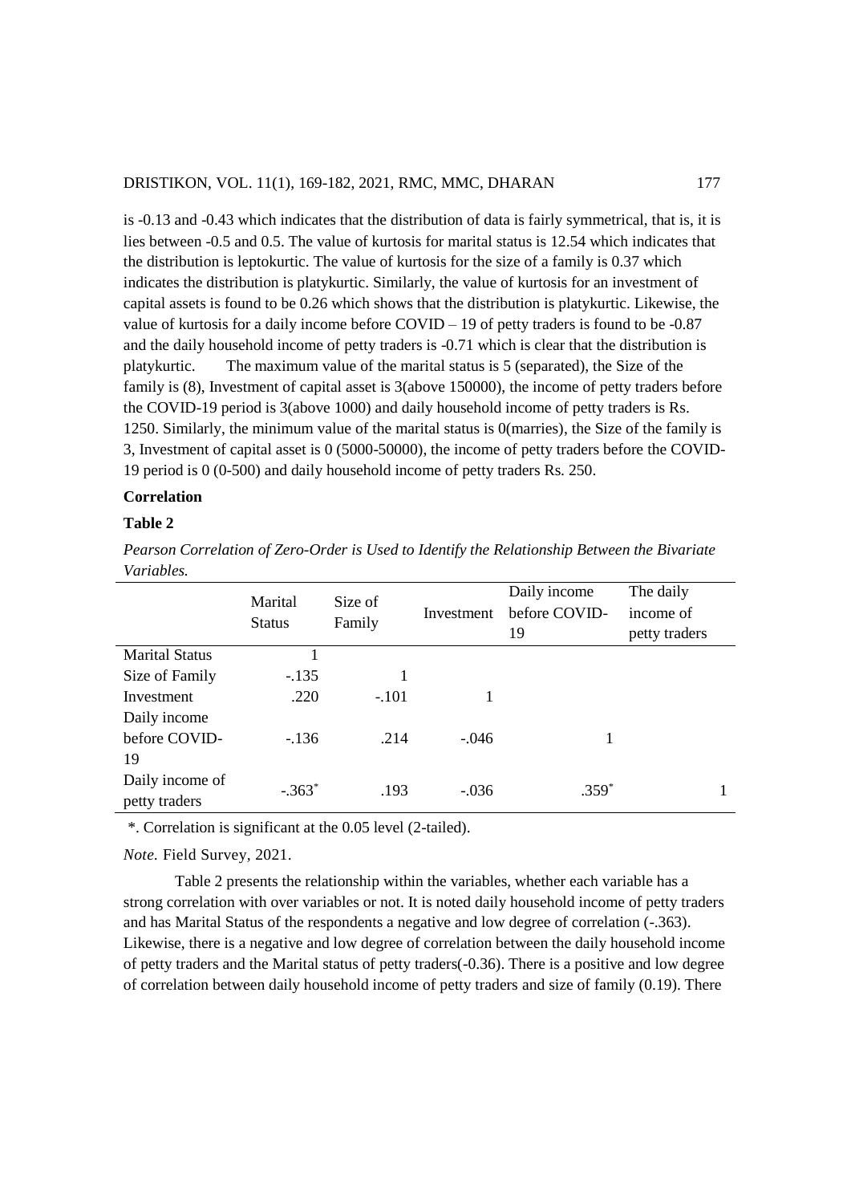is -0.13 and -0.43 which indicates that the distribution of data is fairly symmetrical, that is, it is lies between -0.5 and 0.5. The value of kurtosis for marital status is 12.54 which indicates that the distribution is leptokurtic. The value of kurtosis for the size of a family is 0.37 which indicates the distribution is platykurtic. Similarly, the value of kurtosis for an investment of capital assets is found to be 0.26 which shows that the distribution is platykurtic. Likewise, the value of kurtosis for a daily income before COVID – 19 of petty traders is found to be -0.87 and the daily household income of petty traders is -0.71 which is clear that the distribution is platykurtic. The maximum value of the marital status is 5 (separated), the Size of the family is (8), Investment of capital asset is 3(above 150000), the income of petty traders before the COVID-19 period is 3(above 1000) and daily household income of petty traders is Rs. 1250. Similarly, the minimum value of the marital status is 0(marries), the Size of the family is 3, Investment of capital asset is 0 (5000-50000), the income of petty traders before the COVID-19 period is 0 (0-500) and daily household income of petty traders Rs. 250.

**Correlation**

**Table 2**

*Pearson Correlation of Zero-Order is Used to Identify the Relationship Between the Bivariate Variables.*

| | Marital Status | Size of Family | Investment | Daily income before COVID-19 | The daily income of petty traders |
|---|---|---|---|---|---|
| Marital Status | 1 | | | | |
| Size of Family | -.135 | 1 | | | |
| Investment | .220 | -.101 | 1 | | |
| Daily income before COVID-19 | -.136 | .214 | -.046 | 1 | |
| Daily income of petty traders | -.363* | .193 | -.036 | .359* | 1 |

*. Correlation is significant at the 0.05 level (2-tailed).

*Note.* Field Survey, 2021.

Table 2 presents the relationship within the variables, whether each variable has a strong correlation with over variables or not. It is noted daily household income of petty traders and has Marital Status of the respondents a negative and low degree of correlation (-.363). Likewise, there is a negative and low degree of correlation between the daily household income of petty traders and the Marital status of petty traders(-0.36). There is a positive and low degree of correlation between daily household income of petty traders and size of family (0.19). There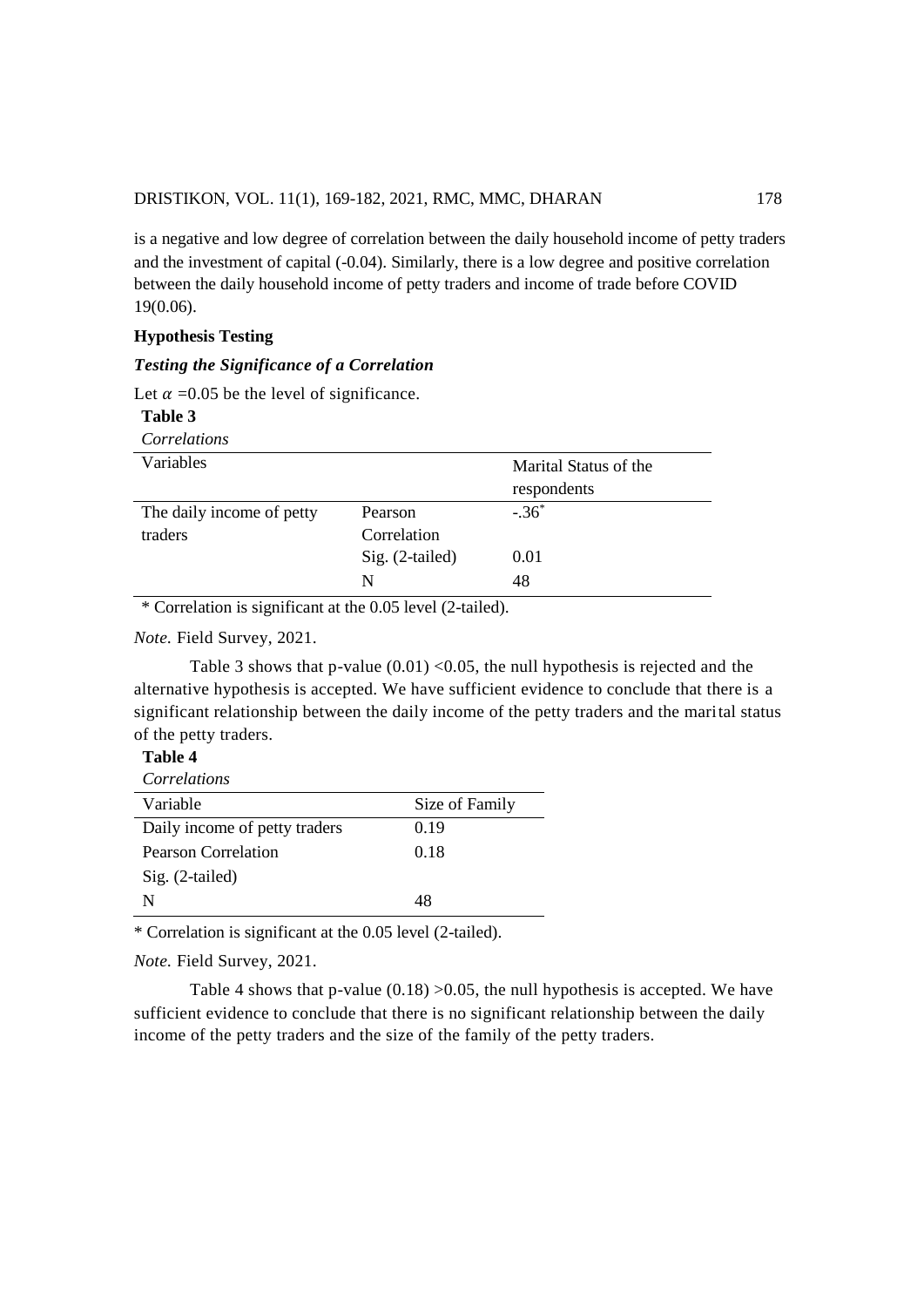is a negative and low degree of correlation between the daily household income of petty traders and the investment of capital (-0.04). Similarly, there is a low degree and positive correlation between the daily household income of petty traders and income of trade before COVID 19(0.06).

## Hypothesis Testing

### *Testing the Significance of a Correlation*

Let $\alpha$ =0.05 be the level of significance.

**Table 3**

*Correlations*

| Variables | | Marital Status of the respondents |
|---|---|---|
| The daily income of petty traders | Pearson Correlation | -.36* |
| | Sig. (2-tailed) | 0.01 |
| | N | 48 |

\* Correlation is significant at the 0.05 level (2-tailed).

*Note.* Field Survey, 2021.

Table 3 shows that p-value (0.01) <0.05, the null hypothesis is rejected and the alternative hypothesis is accepted. We have sufficient evidence to conclude that there is a significant relationship between the daily income of the petty traders and the marital status of the petty traders.

**Table 4**

*Correlations*

| Variable | Size of Family |
|---|---|
| Daily income of petty traders | 0.19 |
| Pearson Correlation | 0.18 |
| Sig. (2-tailed) | |
| N | 48 |

\* Correlation is significant at the 0.05 level (2-tailed).

*Note.* Field Survey, 2021.

Table 4 shows that p-value (0.18) >0.05, the null hypothesis is accepted. We have sufficient evidence to conclude that there is no significant relationship between the daily income of the petty traders and the size of the family of the petty traders.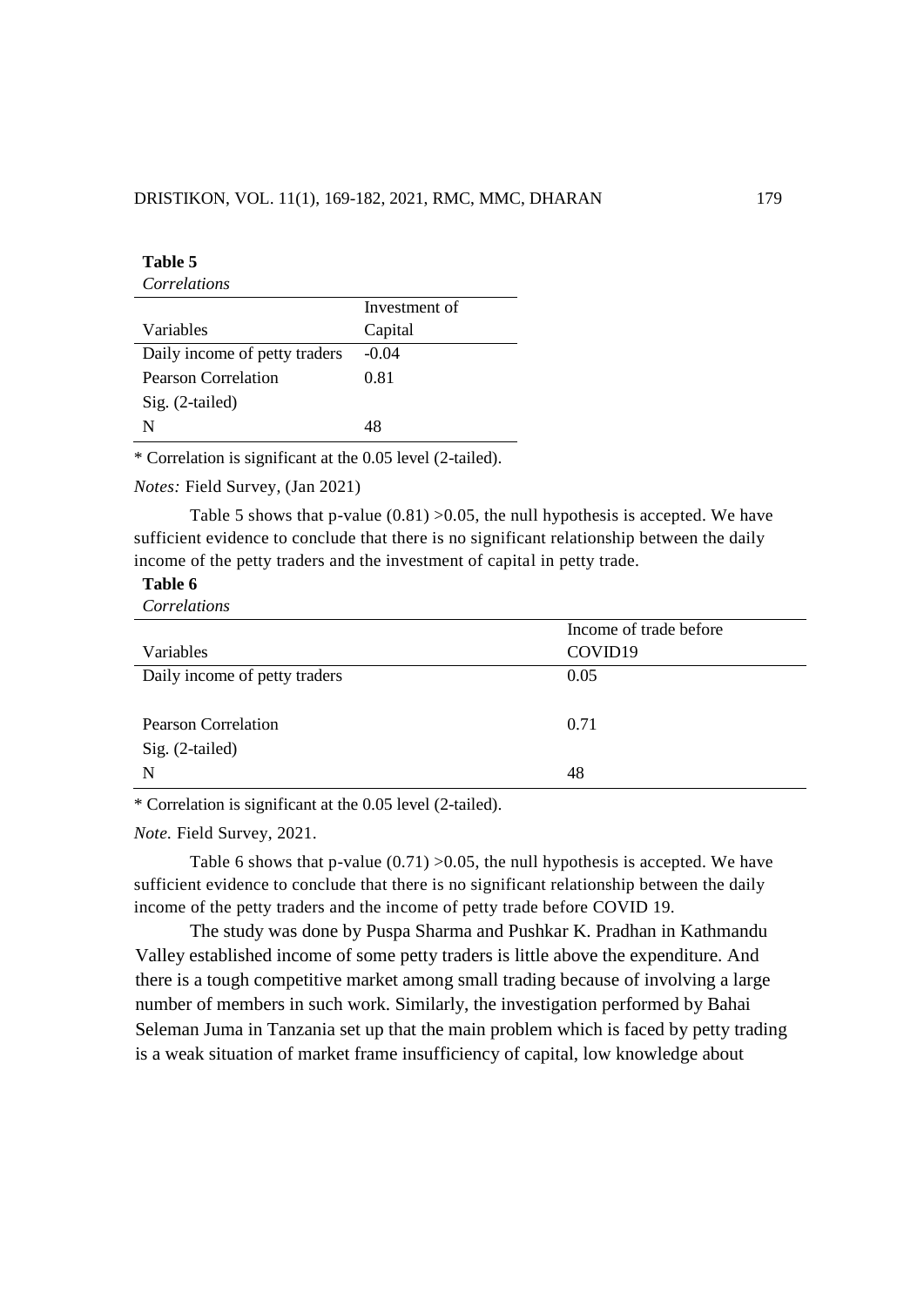**Table 5**

*Correlations*

| Variables | Investment of Capital |
|---|---|
| Daily income of petty traders | -0.04 |
| Pearson Correlation | 0.81 |
| Sig. (2-tailed) | |
| N | 48 |

* Correlation is significant at the 0.05 level (2-tailed).

*Notes:* Field Survey, (Jan 2021)

Table 5 shows that p-value (0.81) >0.05, the null hypothesis is accepted. We have sufficient evidence to conclude that there is no significant relationship between the daily income of the petty traders and the investment of capital in petty trade.

**Table 6**

*Correlations*

| Variables | Income of trade before COVID19 |
|---|---|
| Daily income of petty traders | 0.05 |
| Pearson Correlation | 0.71 |
| Sig. (2-tailed) | |
| N | 48 |

* Correlation is significant at the 0.05 level (2-tailed).

*Note.* Field Survey, 2021.

Table 6 shows that p-value (0.71) >0.05, the null hypothesis is accepted. We have sufficient evidence to conclude that there is no significant relationship between the daily income of the petty traders and the income of petty trade before COVID 19.

The study was done by Puspa Sharma and Pushkar K. Pradhan in Kathmandu Valley established income of some petty traders is little above the expenditure. And there is a tough competitive market among small trading because of involving a large number of members in such work. Similarly, the investigation performed by Bahai Seleman Juma in Tanzania set up that the main problem which is faced by petty trading is a weak situation of market frame insufficiency of capital, low knowledge about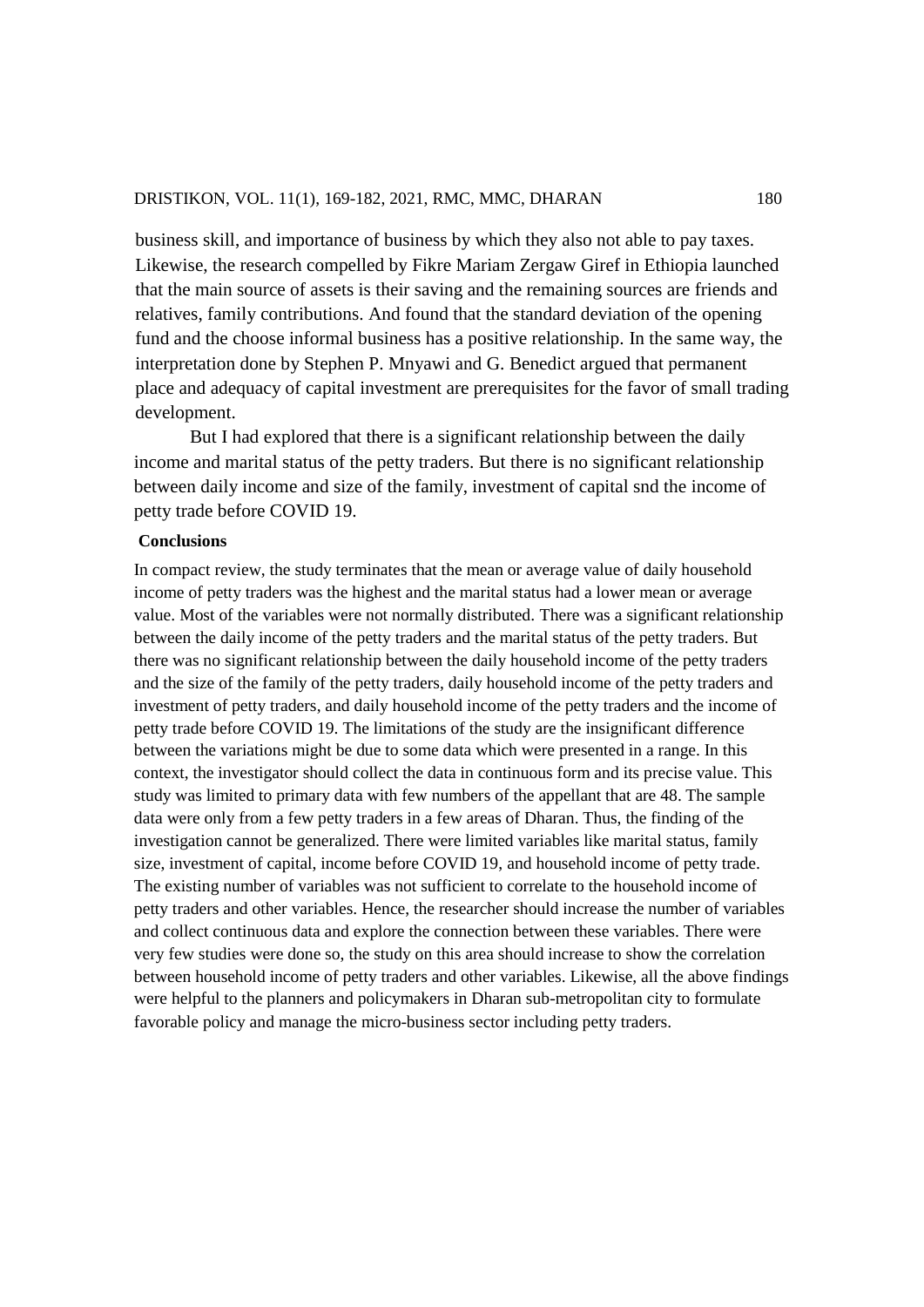business skill, and importance of business by which they also not able to pay taxes. Likewise, the research compelled by Fikre Mariam Zergaw Giref in Ethiopia launched that the main source of assets is their saving and the remaining sources are friends and relatives, family contributions. And found that the standard deviation of the opening fund and the choose informal business has a positive relationship. In the same way, the interpretation done by Stephen P. Mnyawi and G. Benedict argued that permanent place and adequacy of capital investment are prerequisites for the favor of small trading development.

But I had explored that there is a significant relationship between the daily income and marital status of the petty traders. But there is no significant relationship between daily income and size of the family, investment of capital snd the income of petty trade before COVID 19.

## Conclusions

In compact review, the study terminates that the mean or average value of daily household income of petty traders was the highest and the marital status had a lower mean or average value. Most of the variables were not normally distributed. There was a significant relationship between the daily income of the petty traders and the marital status of the petty traders. But there was no significant relationship between the daily household income of the petty traders and the size of the family of the petty traders, daily household income of the petty traders and investment of petty traders, and daily household income of the petty traders and the income of petty trade before COVID 19. The limitations of the study are the insignificant difference between the variations might be due to some data which were presented in a range. In this context, the investigator should collect the data in continuous form and its precise value. This study was limited to primary data with few numbers of the appellant that are 48. The sample data were only from a few petty traders in a few areas of Dharan. Thus, the finding of the investigation cannot be generalized. There were limited variables like marital status, family size, investment of capital, income before COVID 19, and household income of petty trade. The existing number of variables was not sufficient to correlate to the household income of petty traders and other variables. Hence, the researcher should increase the number of variables and collect continuous data and explore the connection between these variables. There were very few studies were done so, the study on this area should increase to show the correlation between household income of petty traders and other variables. Likewise, all the above findings were helpful to the planners and policymakers in Dharan sub-metropolitan city to formulate favorable policy and manage the micro-business sector including petty traders.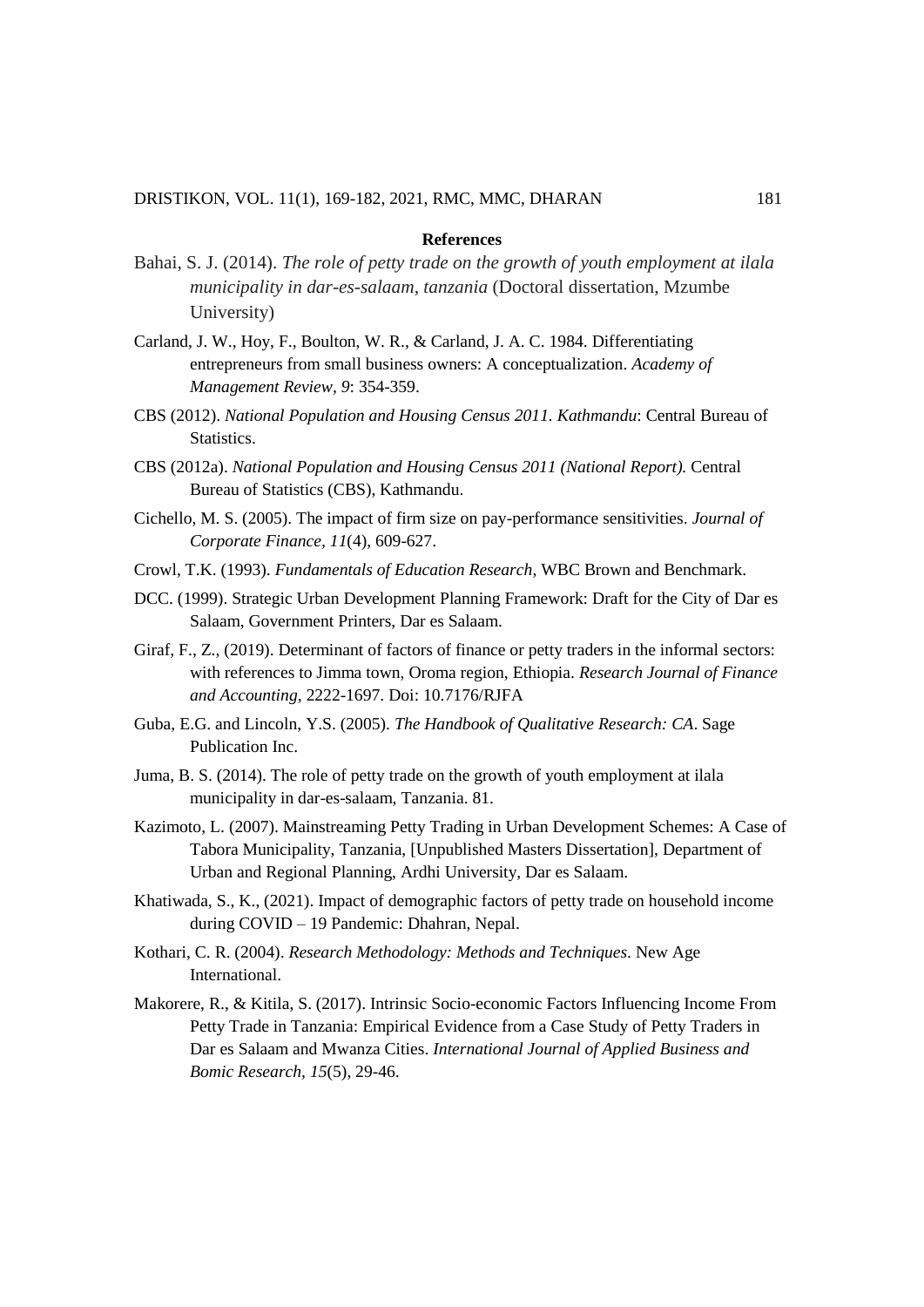## References

Bahai, S. J. (2014). *The role of petty trade on the growth of youth employment at ilala municipality in dar-es-salaam, tanzania* (Doctoral dissertation, Mzumbe University)

Carland, J. W., Hoy, F., Boulton, W. R., & Carland, J. A. C. 1984. Differentiating entrepreneurs from small business owners: A conceptualization. *Academy of Management Review*, *9*: 354-359.

CBS (2012). *National Population and Housing Census 2011. Kathmandu*: Central Bureau of Statistics.

CBS (2012a). *National Population and Housing Census 2011 (National Report).* Central Bureau of Statistics (CBS), Kathmandu.

Cichello, M. S. (2005). The impact of firm size on pay-performance sensitivities. *Journal of Corporate Finance*, *11*(4), 609-627.

Crowl, T.K. (1993). *Fundamentals of Education Research*, WBC Brown and Benchmark.

DCC. (1999). Strategic Urban Development Planning Framework: Draft for the City of Dar es Salaam, Government Printers, Dar es Salaam.

Giraf, F., Z., (2019). Determinant of factors of finance or petty traders in the informal sectors: with references to Jimma town, Oroma region, Ethiopia. *Research Journal of Finance and Accounting*, 2222-1697. Doi: 10.7176/RJFA

Guba, E.G. and Lincoln, Y.S. (2005). *The Handbook of Qualitative Research: CA*. Sage Publication Inc.

Juma, B. S. (2014). The role of petty trade on the growth of youth employment at ilala municipality in dar-es-salaam, Tanzania. 81.

Kazimoto, L. (2007). Mainstreaming Petty Trading in Urban Development Schemes: A Case of Tabora Municipality, Tanzania, [Unpublished Masters Dissertation], Department of Urban and Regional Planning, Ardhi University, Dar es Salaam.

Khatiwada, S., K., (2021). Impact of demographic factors of petty trade on household income during COVID – 19 Pandemic: Dhahran, Nepal.

Kothari, C. R. (2004). *Research Methodology: Methods and Techniques*. New Age International.

Makorere, R., & Kitila, S. (2017). Intrinsic Socio-economic Factors Influencing Income From Petty Trade in Tanzania: Empirical Evidence from a Case Study of Petty Traders in Dar es Salaam and Mwanza Cities. *International Journal of Applied Business and Bomic Research*, *15*(5), 29-46.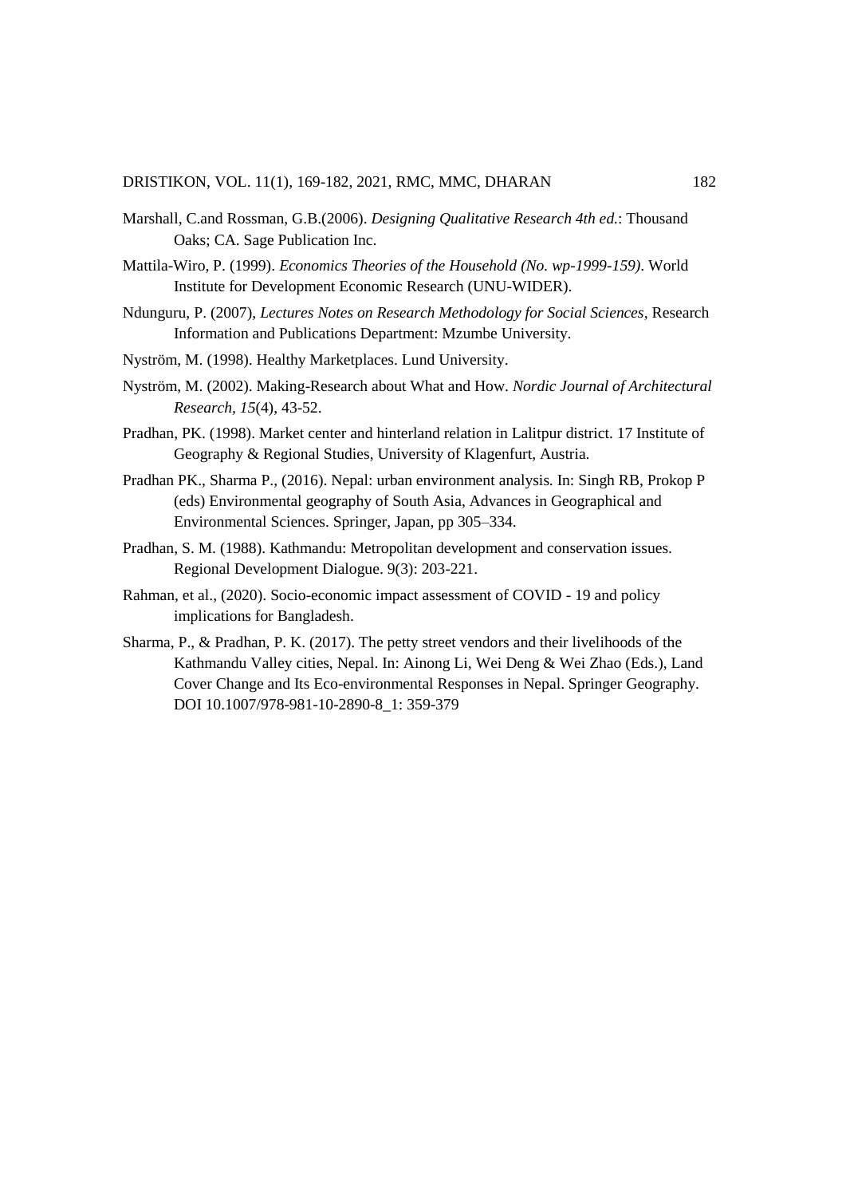Marshall, C.and Rossman, G.B.(2006). *Designing Qualitative Research 4th ed.*: Thousand Oaks; CA. Sage Publication Inc.

Mattila-Wiro, P. (1999). *Economics Theories of the Household (No. wp-1999-159)*. World Institute for Development Economic Research (UNU-WIDER).

Ndunguru, P. (2007), *Lectures Notes on Research Methodology for Social Sciences*, Research Information and Publications Department: Mzumbe University.

Nyström, M. (1998). Healthy Marketplaces. Lund University.

Nyström, M. (2002). Making-Research about What and How. *Nordic Journal of Architectural Research, 15*(4), 43-52.

Pradhan, PK. (1998). Market center and hinterland relation in Lalitpur district. 17 Institute of Geography & Regional Studies, University of Klagenfurt, Austria.

Pradhan PK., Sharma P., (2016). Nepal: urban environment analysis. In: Singh RB, Prokop P (eds) Environmental geography of South Asia, Advances in Geographical and Environmental Sciences. Springer, Japan, pp 305–334.

Pradhan, S. M. (1988). Kathmandu: Metropolitan development and conservation issues. Regional Development Dialogue. 9(3): 203-221.

Rahman, et al., (2020). Socio-economic impact assessment of COVID - 19 and policy implications for Bangladesh.

Sharma, P., & Pradhan, P. K. (2017). The petty street vendors and their livelihoods of the Kathmandu Valley cities, Nepal. In: Ainong Li, Wei Deng & Wei Zhao (Eds.), Land Cover Change and Its Eco-environmental Responses in Nepal. Springer Geography. DOI 10.1007/978-981-10-2890-8_1: 359-379